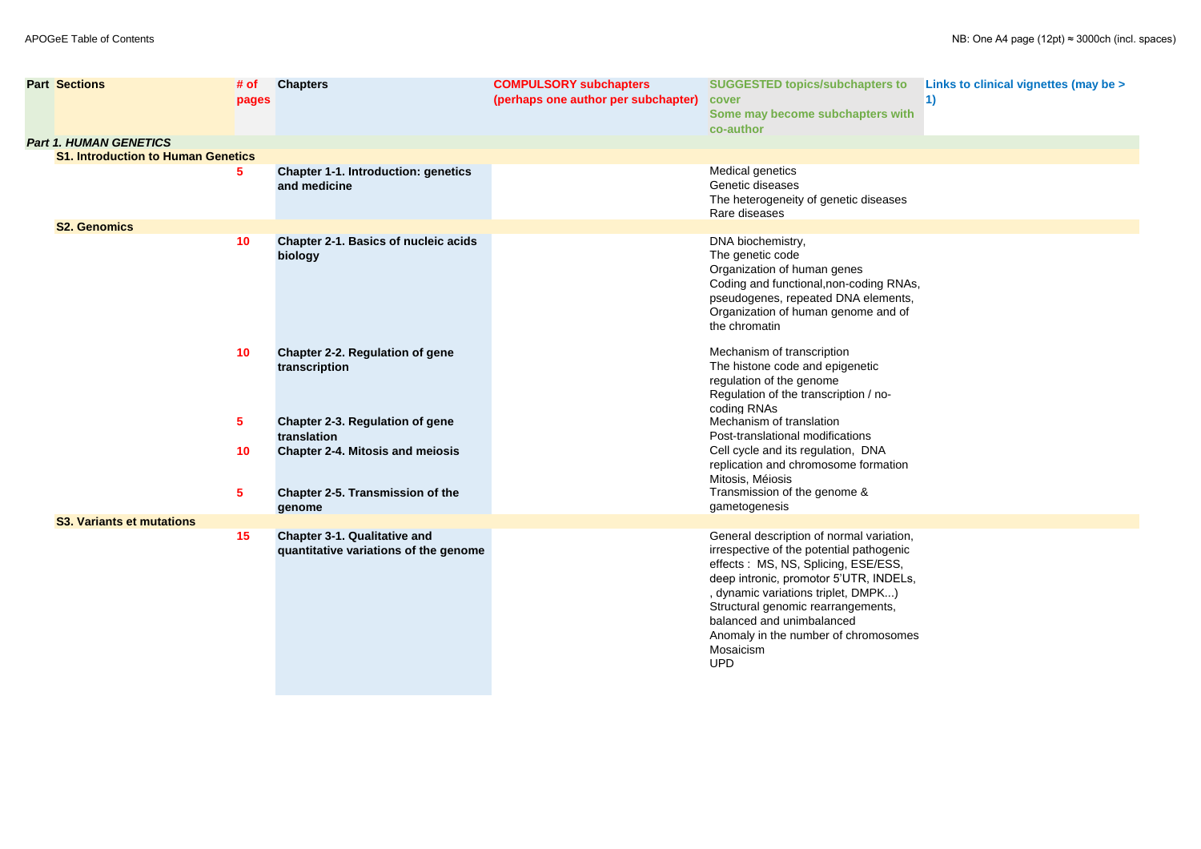APOGeE Table of Contents

NB: One A4 page (12pt) ≈ 3000ch (incl. spaces)

| Part | Sections | # of pages | Chapters | COMPULSORY subchapters (perhaps one author per subchapter) | SUGGESTED topics/subchapters to cover Some may become subchapters with co-author | Links to clinical vignettes (may be > 1) |
|---|---|---|---|---|---|---|
| *Part 1. HUMAN GENETICS* | | | | | | |
| | **S1. Introduction to Human Genetics** | | | | | |
| | | 5 | **Chapter 1-1. Introduction: genetics and medicine** | | Medical genetics<br>Genetic diseases<br>The heterogeneity of genetic diseases<br>Rare diseases | |
| | **S2. Genomics** | | | | | |
| | | 10 | **Chapter 2-1. Basics of nucleic acids biology** | | DNA biochemistry,<br>The genetic code<br>Organization of human genes<br>Coding and functional,non-coding RNAs, pseudogenes, repeated DNA elements,<br>Organization of human genome and of the chromatin | |
| | | 10 | **Chapter 2-2. Regulation of gene transcription** | | Mechanism of transcription<br>The histone code and epigenetic regulation of the genome<br>Regulation of the transcription / no-coding RNAs | |
| | | 5 | **Chapter 2-3. Regulation of gene translation** | | Mechanism of translation<br>Post-translational modifications | |
| | | 10 | **Chapter 2-4. Mitosis and meiosis** | | Cell cycle and its regulation, DNA replication and chromosome formation<br>Mitosis, Méiosis | |
| | | 5 | **Chapter 2-5. Transmission of the genome** | | Transmission of the genome & gametogenesis | |
| | **S3. Variants et mutations** | | | | | |
| | | 15 | **Chapter 3-1. Qualitative and quantitative variations of the genome** | | General description of normal variation, irrespective of the potential pathogenic effects : MS, NS, Splicing, ESE/ESS, deep intronic, promotor 5'UTR, INDELs, , dynamic variations triplet, DMPK...)<br>Structural genomic rearrangements, balanced and unimbalanced<br>Anomaly in the number of chromosomes<br>Mosaicism<br>UPD | |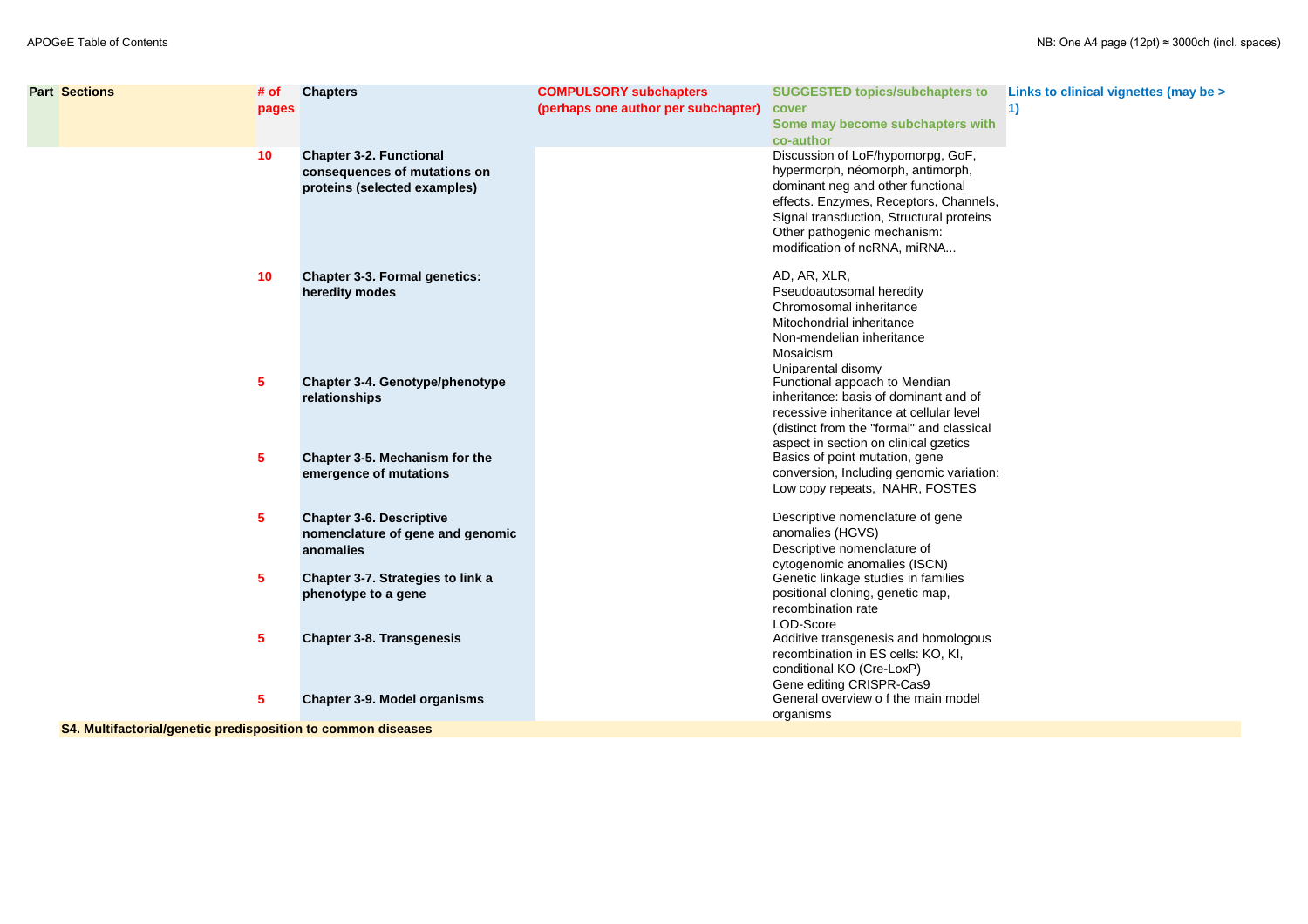| Part | Sections | # of pages | Chapters | COMPULSORY subchapters (perhaps one author per subchapter) | SUGGESTED topics/subchapters to cover Some may become subchapters with co-author | Links to clinical vignettes (may be > 1) |
|---|---|---|---|---|---|---|
| | | 10 | **Chapter 3-2. Functional consequences of mutations on proteins (selected examples)** | | Discussion of LoF/hypomorpg, GoF, hypermorph, néomorph, antimorph, dominant neg and other functional effects. Enzymes, Receptors, Channels, Signal transduction, Structural proteins Other pathogenic mechanism: modification of ncRNA, miRNA... | |
| | | 10 | **Chapter 3-3. Formal genetics: heredity modes** | | AD, AR, XLR, Pseudoautosomal heredity Chromosomal inheritance Mitochondrial inheritance Non-mendelian inheritance Mosaicism Uniparental disomy | |
| | | 5 | **Chapter 3-4. Genotype/phenotype relationships** | | Functional appoach to Mendian inheritance: basis of dominant and of recessive inheritance at cellular level (distinct from the "formal" and classical aspect in section on clinical gzetics | |
| | | 5 | **Chapter 3-5. Mechanism for the emergence of mutations** | | Basics of point mutation, gene conversion, Including genomic variation: Low copy repeats, NAHR, FOSTES | |
| | | 5 | **Chapter 3-6. Descriptive nomenclature of gene and genomic anomalies** | | Descriptive nomenclature of gene anomalies (HGVS) Descriptive nomenclature of cytogenomic anomalies (ISCN) | |
| | | 5 | **Chapter 3-7. Strategies to link a phenotype to a gene** | | Genetic linkage studies in families positional cloning, genetic map, recombination rate LOD-Score | |
| | | 5 | **Chapter 3-8. Transgenesis** | | Additive transgenesis and homologous recombination in ES cells: KO, KI, conditional KO (Cre-LoxP) Gene editing CRISPR-Cas9 | |
| | | 5 | **Chapter 3-9. Model organisms** | | General overview o f the main model organisms | |
| | **S4. Multifactorial/genetic predisposition to common diseases** | | | | | |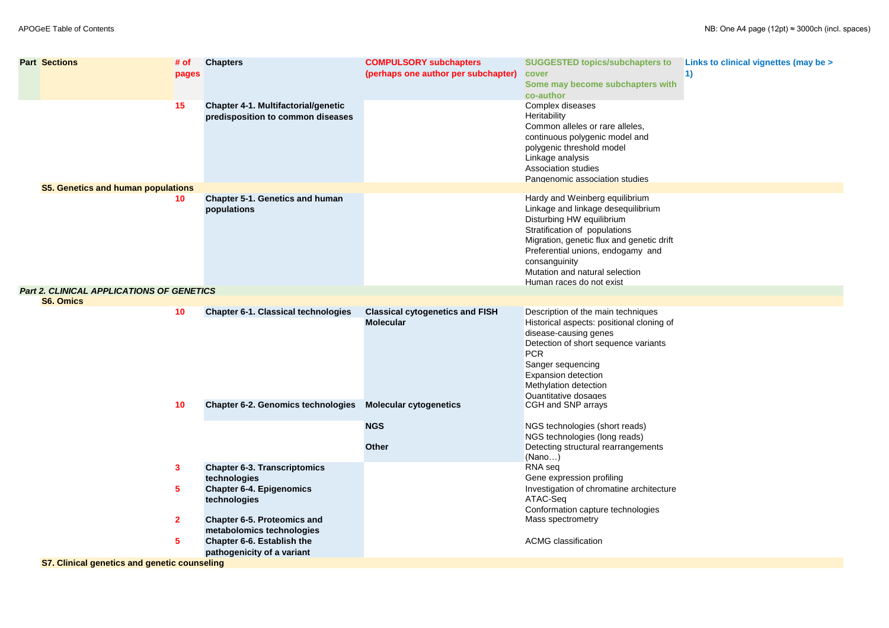| Part | Sections | # of pages | Chapters | COMPULSORY subchapters (perhaps one author per subchapter) | SUGGESTED topics/subchapters to cover Some may become subchapters with co-author | Links to clinical vignettes (may be > 1) |
|---|---|---|---|---|---|---|
| | | 15 | **Chapter 4-1. Multifactorial/genetic predisposition to common diseases** | | Complex diseases<br>Heritability<br>Common alleles or rare alleles, continuous polygenic model and polygenic threshold model<br>Linkage analysis<br>Association studies<br>Pangenomic association studies | |
| | **S5. Genetics and human populations** | | | | | |
| | | 10 | **Chapter 5-1. Genetics and human populations** | | Hardy and Weinberg equilibrium<br>Linkage and linkage desequilibrium<br>Disturbing HW equilibrium<br>Stratification of populations<br>Migration, genetic flux and genetic drift<br>Preferential unions, endogamy and consanguinity<br>Mutation and natural selection<br>Human races do not exist | |
| ***Part 2. CLINICAL APPLICATIONS OF GENETICS*** | | | | | | |
| | **S6. Omics** | | | | | |
| | | 10 | **Chapter 6-1. Classical technologies** | **Classical cytogenetics and FISH**<br>**Molecular** | Description of the main techniques<br>Historical aspects: positional cloning of disease-causing genes<br>Detection of short sequence variants<br>PCR<br>Sanger sequencing<br>Expansion detection<br>Methylation detection<br>Quantitative dosages | |
| | | 10 | **Chapter 6-2. Genomics technologies** | **Molecular cytogenetics** | CGH and SNP arrays | |
| | | | | **NGS** | NGS technologies (short reads)<br>NGS technologies (long reads) | |
| | | | | **Other** | Detecting structural rearrangements (Nano…) | |
| | | 3 | **Chapter 6-3. Transcriptomics technologies** | | RNA seq<br>Gene expression profiling | |
| | | 5 | **Chapter 6-4. Epigenomics technologies** | | Investigation of chromatine architecture<br>ATAC-Seq<br>Conformation capture technologies | |
| | | 2 | **Chapter 6-5. Proteomics and metabolomics technologies** | | Mass spectrometry | |
| | | 5 | **Chapter 6-6. Establish the pathogenicity of a variant** | | ACMG classification | |
| | **S7. Clinical genetics and genetic counseling** | | | | | |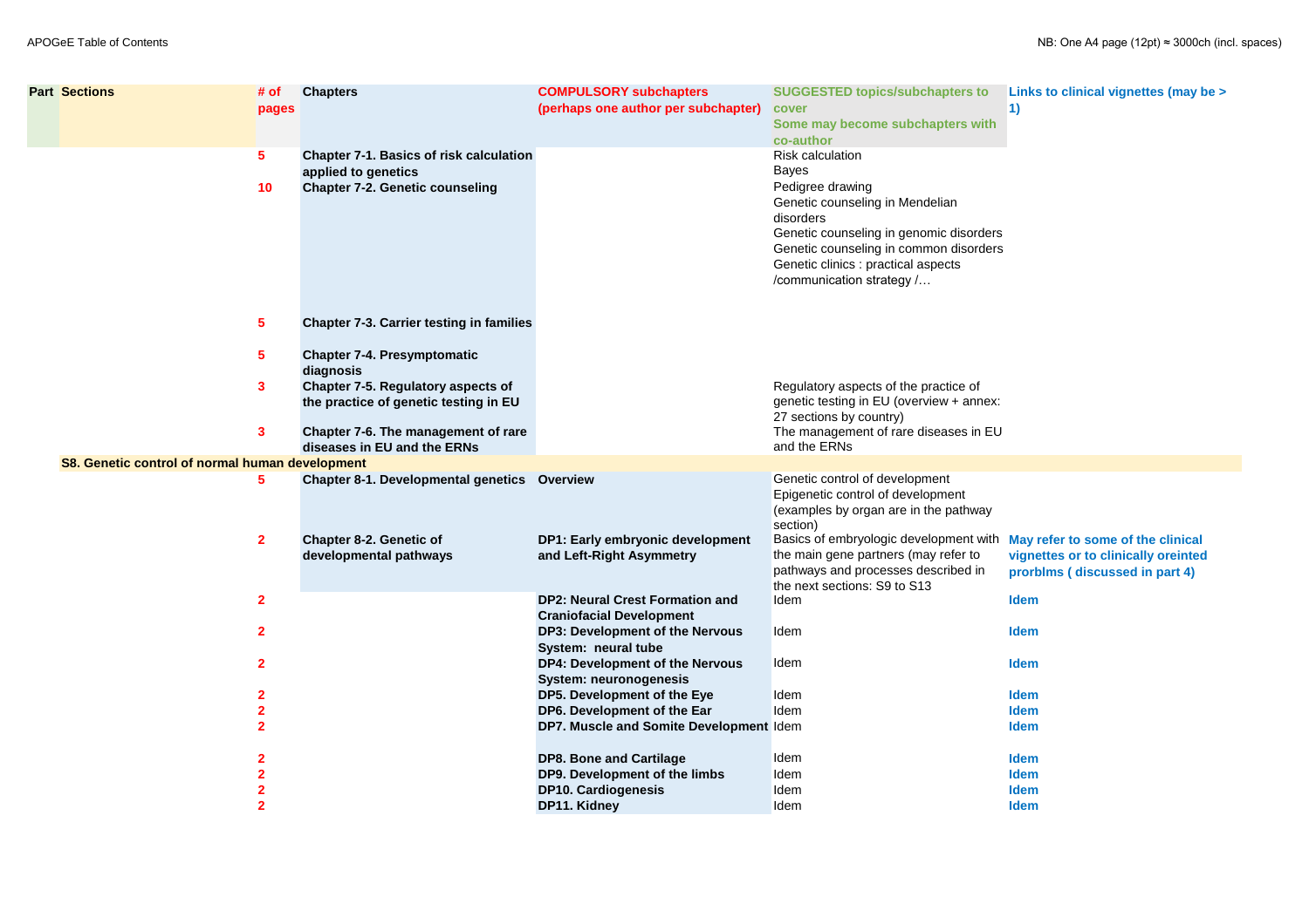| Part | Sections | # of pages | Chapters | COMPULSORY subchapters (perhaps one author per subchapter) | SUGGESTED topics/subchapters to cover Some may become subchapters with co-author | Links to clinical vignettes (may be > 1) |
|---|---|---|---|---|---|---|
| | | 5 | Chapter 7-1. Basics of risk calculation applied to genetics | | Risk calculation<br>Bayes | |
| | | 10 | Chapter 7-2. Genetic counseling | | Pedigree drawing<br>Genetic counseling in Mendelian disorders<br>Genetic counseling in genomic disorders<br>Genetic counseling in common disorders<br>Genetic clinics : practical aspects /communication strategy /… | |
| | | 5 | Chapter 7-3. Carrier testing in families | | | |
| | | 5 | Chapter 7-4. Presymptomatic diagnosis | | | |
| | | 3 | Chapter 7-5. Regulatory aspects of the practice of genetic testing in EU | | Regulatory aspects of the practice of genetic testing in EU (overview + annex: 27 sections by country) | |
| | | 3 | Chapter 7-6. The management of rare diseases in EU and the ERNs | | The management of rare diseases in EU and the ERNs | |
| | S8. Genetic control of normal human development | | | | | |
| | | 5 | Chapter 8-1. Developmental genetics | Overview | Genetic control of development<br>Epigenetic control of development (examples by organ are in the pathway section) | |
| | | 2 | Chapter 8-2. Genetic of developmental pathways | DP1: Early embryonic development and Left-Right Asymmetry | Basics of embryologic development with the main gene partners (may refer to pathways and processes described in the next sections: S9 to S13 | May refer to some of the clinical vignettes or to clinically oreinted prorblms ( discussed in part 4) |
| | | 2 | | DP2: Neural Crest Formation and Craniofacial Development | Idem | Idem |
| | | 2 | | DP3: Development of the Nervous System: neural tube | Idem | Idem |
| | | 2 | | DP4: Development of the Nervous System: neuronogenesis | Idem | Idem |
| | | 2 | | DP5. Development of the Eye | Idem | Idem |
| | | 2 | | DP6. Development of the Ear | Idem | Idem |
| | | 2 | | DP7. Muscle and Somite Development | Idem | Idem |
| | | 2 | | DP8. Bone and Cartilage | Idem | Idem |
| | | 2 | | DP9. Development of the limbs | Idem | Idem |
| | | 2 | | DP10. Cardiogenesis | Idem | Idem |
| | | 2 | | DP11. Kidney | Idem | Idem |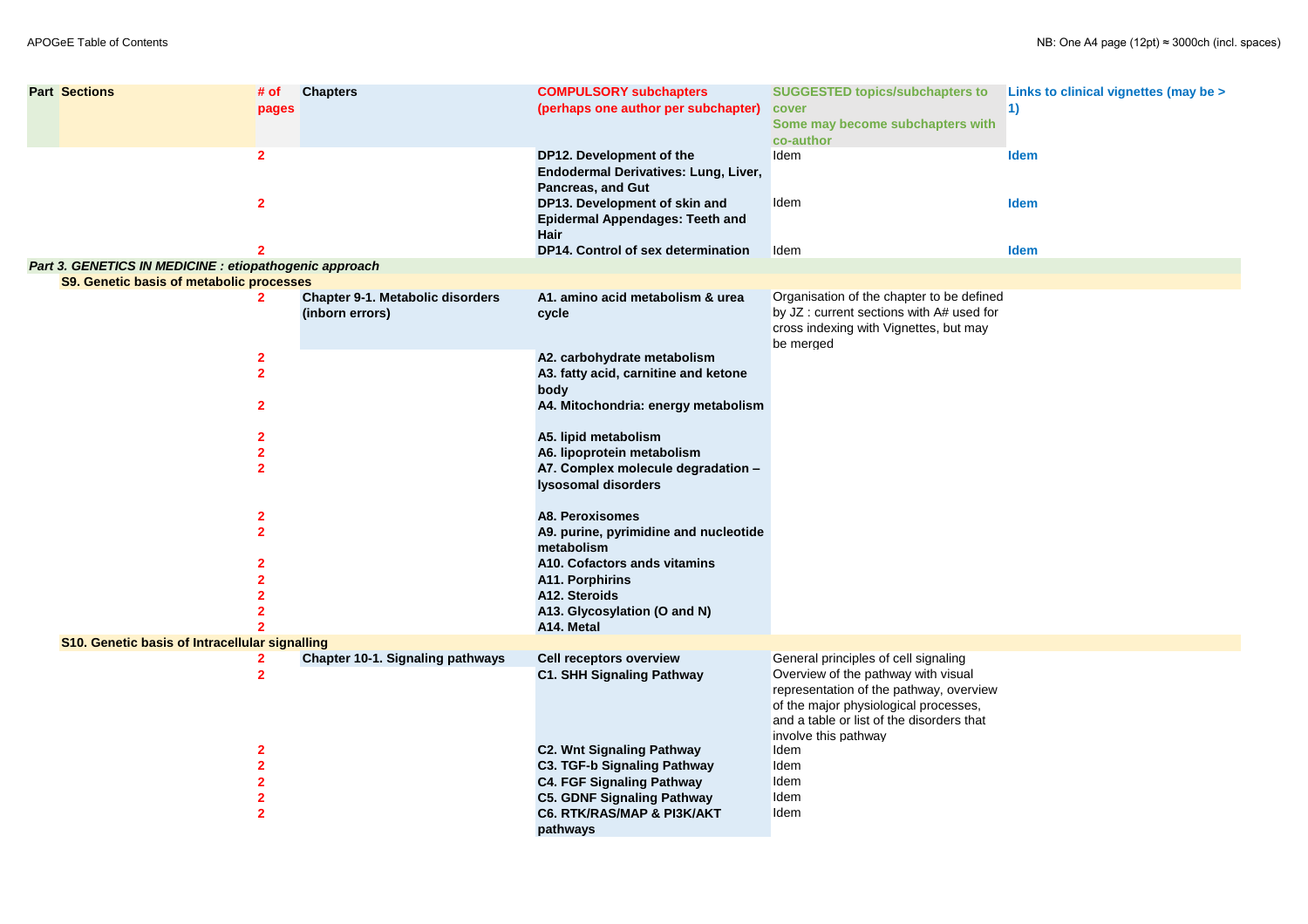| Part | Sections | # of pages | Chapters | COMPULSORY subchapters (perhaps one author per subchapter) | SUGGESTED topics/subchapters to cover Some may become subchapters with co-author | Links to clinical vignettes (may be > 1) |
|---|---|---|---|---|---|---|
| | | 2 | | DP12. Development of the Endodermal Derivatives: Lung, Liver, Pancreas, and Gut | Idem | Idem |
| | | 2 | | DP13. Development of skin and Epidermal Appendages: Teeth and Hair | Idem | Idem |
| | | 2 | | DP14. Control of sex determination | Idem | Idem |
| *Part 3. GENETICS IN MEDICINE : etiopathogenic approach* | | | | | | |
| | S9. Genetic basis of metabolic processes | | | | | |
| | | 2 | Chapter 9-1. Metabolic disorders (inborn errors) | A1. amino acid metabolism & urea cycle | Organisation of the chapter to be defined by JZ : current sections with A# used for cross indexing with Vignettes, but may be merged | |
| | | 2 | | A2. carbohydrate metabolism | | |
| | | 2 | | A3. fatty acid, carnitine and ketone body | | |
| | | 2 | | A4. Mitochondria: energy metabolism | | |
| | | 2 | | A5. lipid metabolism | | |
| | | 2 | | A6. lipoprotein metabolism | | |
| | | 2 | | A7. Complex molecule degradation – lysosomal disorders | | |
| | | 2 | | A8. Peroxisomes | | |
| | | 2 | | A9. purine, pyrimidine and nucleotide metabolism | | |
| | | 2 | | A10. Cofactors ands vitamins | | |
| | | 2 | | A11. Porphirins | | |
| | | 2 | | A12. Steroids | | |
| | | 2 | | A13. Glycosylation (O and N) | | |
| | | 2 | | A14. Metal | | |
| | S10. Genetic basis of Intracellular signalling | | | | | |
| | | 2 | Chapter 10-1. Signaling pathways | Cell receptors overview | General principles of cell signaling | |
| | | 2 | | C1. SHH Signaling Pathway | Overview of the pathway with visual representation of the pathway, overview of the major physiological processes, and a table or list of the disorders that involve this pathway | |
| | | 2 | | C2. Wnt Signaling Pathway | Idem | |
| | | 2 | | C3. TGF-b Signaling Pathway | Idem | |
| | | 2 | | C4. FGF Signaling Pathway | Idem | |
| | | 2 | | C5. GDNF Signaling Pathway | Idem | |
| | | 2 | | C6. RTK/RAS/MAP & PI3K/AKT pathways | Idem | |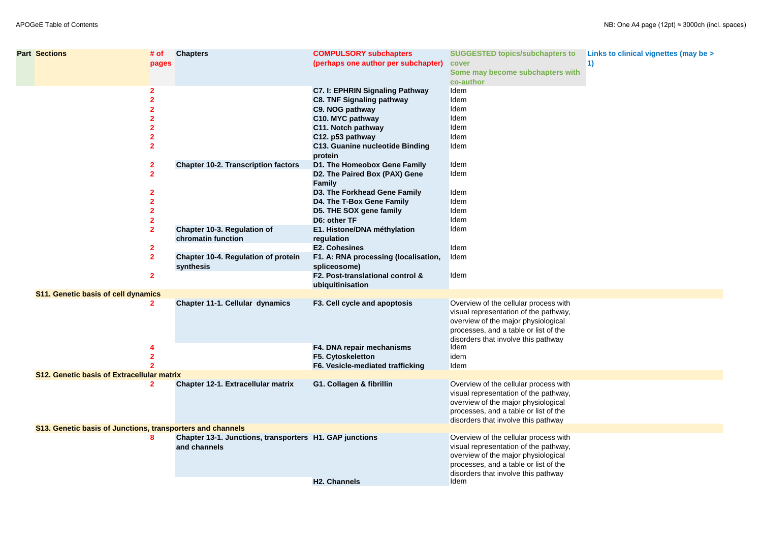| Part | Sections | # of pages | Chapters | COMPULSORY subchapters (perhaps one author per subchapter) | SUGGESTED topics/subchapters to cover Some may become subchapters with co-author | Links to clinical vignettes (may be > 1) |
|---|---|---|---|---|---|---|
| | | 2 | | **C7. I: EPHRIN Signaling Pathway** | Idem | |
| | | 2 | | **C8. TNF Signaling pathway** | Idem | |
| | | 2 | | **C9. NOG pathway** | Idem | |
| | | 2 | | **C10. MYC pathway** | Idem | |
| | | 2 | | **C11. Notch pathway** | Idem | |
| | | 2 | | **C12. p53 pathway** | Idem | |
| | | 2 | | **C13. Guanine nucleotide Binding protein** | Idem | |
| | | 2 | **Chapter 10-2. Transcription factors** | **D1. The Homeobox Gene Family** | Idem | |
| | | 2 | | **D2. The Paired Box (PAX) Gene Family** | Idem | |
| | | 2 | | **D3. The Forkhead Gene Family** | Idem | |
| | | 2 | | **D4. The T-Box Gene Family** | Idem | |
| | | 2 | | **D5. THE SOX gene family** | Idem | |
| | | 2 | | **D6: other TF** | Idem | |
| | | 2 | **Chapter 10-3. Regulation of chromatin function** | **E1. Histone/DNA méthylation regulation** | Idem | |
| | | 2 | | **E2. Cohesines** | Idem | |
| | | 2 | **Chapter 10-4. Regulation of protein synthesis** | **F1. A: RNA processing (localisation, spliceosome)** | Idem | |
| | | 2 | | **F2. Post-translational control & ubiquitinisation** | Idem | |
| | **S11. Genetic basis of cell dynamics** | | | | | |
| | | 2 | **Chapter 11-1. Cellular dynamics** | **F3. Cell cycle and apoptosis** | Overview of the cellular process with visual representation of the pathway, overview of the major physiological processes, and a table or list of the disorders that involve this pathway | |
| | | 4 | | **F4. DNA repair mechanisms** | Idem | |
| | | 2 | | **F5. Cytoskeletton** | idem | |
| | | 2 | | **F6. Vesicle-mediated trafficking** | Idem | |
| | **S12. Genetic basis of Extracellular matrix** | | | | | |
| | | 2 | **Chapter 12-1. Extracellular matrix** | **G1. Collagen & fibrillin** | Overview of the cellular process with visual representation of the pathway, overview of the major physiological processes, and a table or list of the disorders that involve this pathway | |
| | **S13. Genetic basis of Junctions, transporters and channels** | | | | | |
| | | 8 | **Chapter 13-1. Junctions, transporters and channels** | **H1. GAP junctions** | Overview of the cellular process with visual representation of the pathway, overview of the major physiological processes, and a table or list of the disorders that involve this pathway | |
| | | | | **H2. Channels** | Idem | |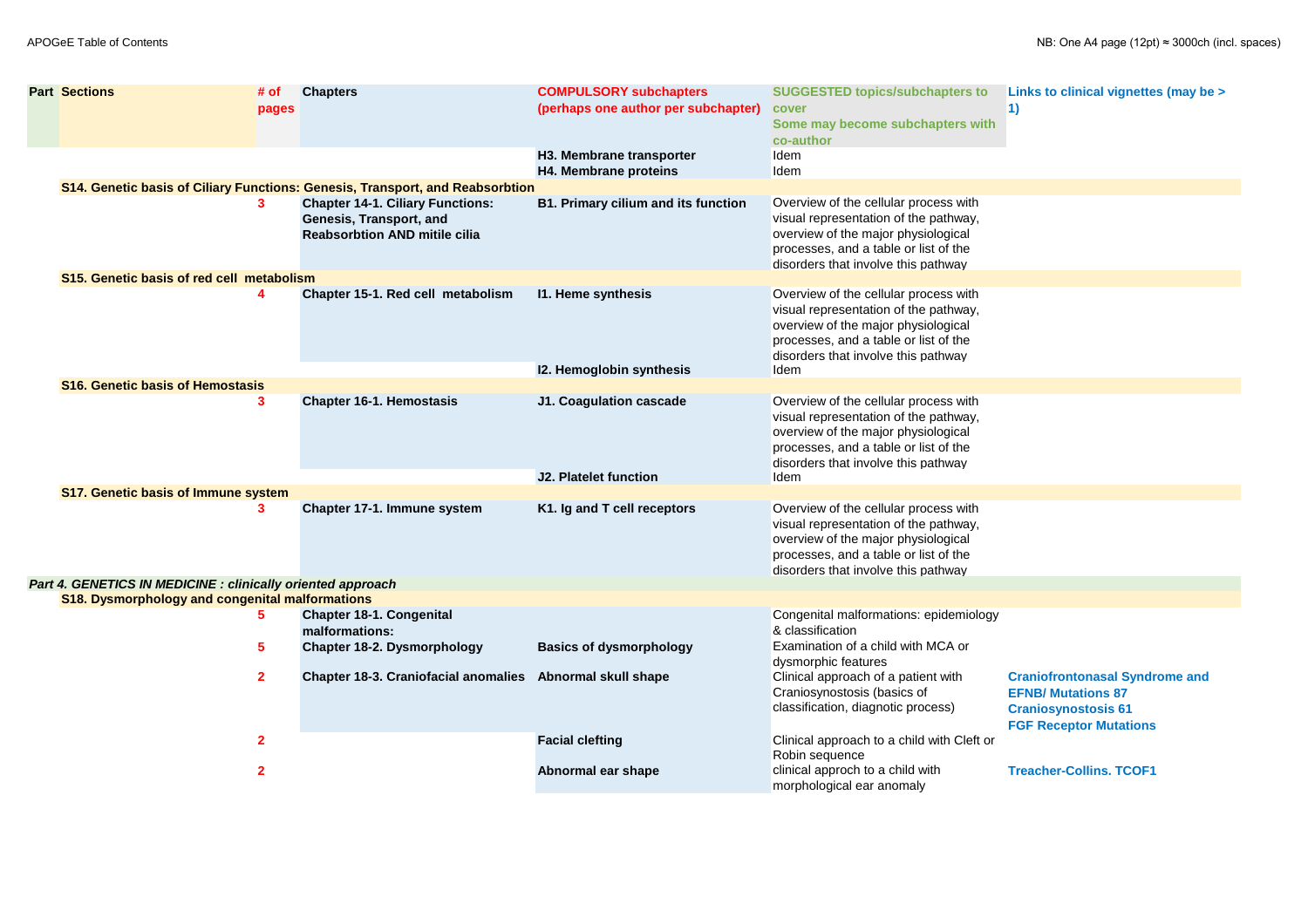| Part | Sections | # of pages | Chapters | COMPULSORY subchapters (perhaps one author per subchapter) | SUGGESTED topics/subchapters to cover Some may become subchapters with co-author | Links to clinical vignettes (may be > 1) |
|---|---|---|---|---|---|---|
| | | | | **H3. Membrane transporter** | Idem | |
| | | | | **H4. Membrane proteins** | Idem | |
| | **S14. Genetic basis of Ciliary Functions: Genesis, Transport, and Reabsorbtion** | | | | | |
| | | 3 | **Chapter 14-1. Ciliary Functions: Genesis, Transport, and Reabsorbtion AND mitile cilia** | **B1. Primary cilium and its function** | Overview of the cellular process with visual representation of the pathway, overview of the major physiological processes, and a table or list of the disorders that involve this pathway | |
| | **S15. Genetic basis of red cell metabolism** | | | | | |
| | | 4 | **Chapter 15-1. Red cell metabolism** | **I1. Heme synthesis** | Overview of the cellular process with visual representation of the pathway, overview of the major physiological processes, and a table or list of the disorders that involve this pathway | |
| | | | | **I2. Hemoglobin synthesis** | Idem | |
| | **S16. Genetic basis of Hemostasis** | | | | | |
| | | 3 | **Chapter 16-1. Hemostasis** | **J1. Coagulation cascade** | Overview of the cellular process with visual representation of the pathway, overview of the major physiological processes, and a table or list of the disorders that involve this pathway | |
| | | | | **J2. Platelet function** | Idem | |
| | **S17. Genetic basis of Immune system** | | | | | |
| | | 3 | **Chapter 17-1. Immune system** | **K1. Ig and T cell receptors** | Overview of the cellular process with visual representation of the pathway, overview of the major physiological processes, and a table or list of the disorders that involve this pathway | |
| ***Part 4. GENETICS IN MEDICINE : clinically oriented approach*** | | | | | | |
| | **S18. Dysmorphology and congenital malformations** | | | | | |
| | | 5 | **Chapter 18-1. Congenital malformations:** | | Congenital malformations: epidemiology & classification | |
| | | 5 | **Chapter 18-2. Dysmorphology** | **Basics of dysmorphology** | Examination of a child with MCA or dysmorphic features | |
| | | 2 | **Chapter 18-3. Craniofacial anomalies** | **Abnormal skull shape** | Clinical approach of a patient with Craniosynostosis (basics of classification, diagnotic process) | **Craniofrontonasal Syndrome and EFNB/ Mutations 87 Craniosynostosis 61 FGF Receptor Mutations** |
| | | 2 | | **Facial clefting** | Clinical approach to a child with Cleft or Robin sequence | |
| | | 2 | | **Abnormal ear shape** | clinical approch to a child with morphological ear anomaly | **Treacher-Collins. TCOF1** |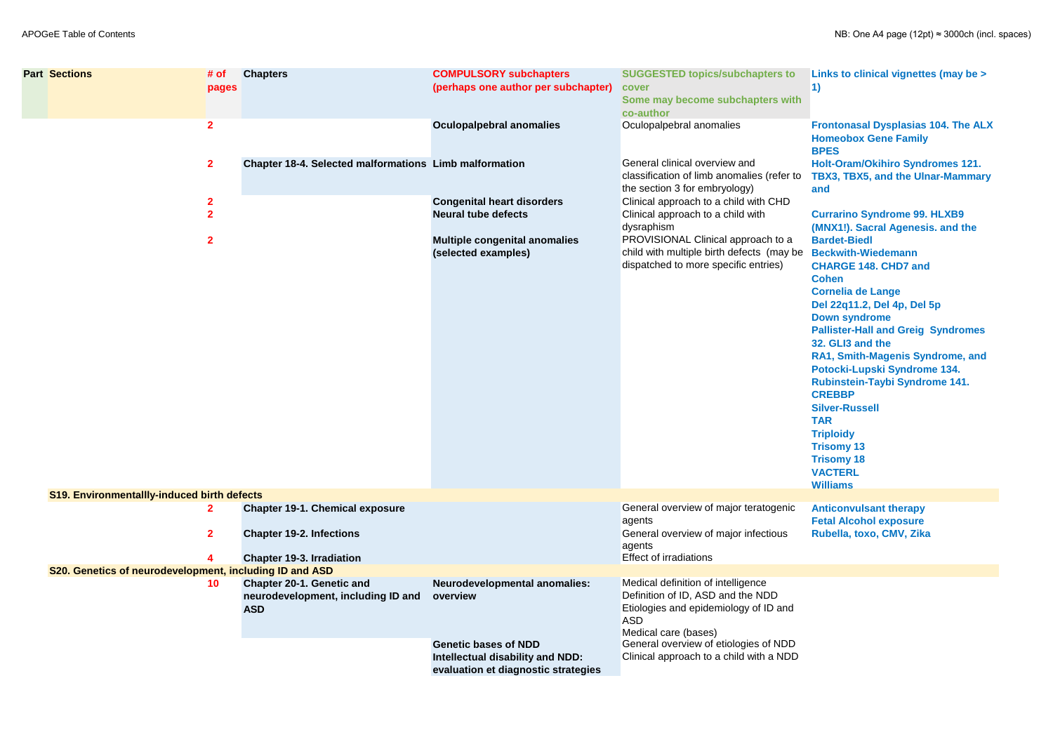APOGeE Table of Contents

NB: One A4 page (12pt) ≈ 3000ch (incl. spaces)

| Part | Sections | # of pages | Chapters | COMPULSORY subchapters (perhaps one author per subchapter) | SUGGESTED topics/subchapters to cover Some may become subchapters with co-author | Links to clinical vignettes (may be > 1) |
|---|---|---|---|---|---|---|
| | | 2 | | Oculopalpebral anomalies | Oculopalpebral anomalies | Frontonasal Dysplasias 104. The ALX Homeobox Gene Family<br>BPES |
| | | 2 | Chapter 18-4. Selected malformations | Limb malformation | General clinical overview and classification of limb anomalies (refer to the section 3 for embryology) | Holt-Oram/Okihiro Syndromes 121. TBX3, TBX5, and the Ulnar-Mammary and |
| | | 2 | | Congenital heart disorders | Clinical approach to a child with CHD | |
| | | 2 | | Neural tube defects | Clinical approach to a child with dysraphism | Currarino Syndrome 99. HLXB9 (MNX1!). Sacral Agenesis. and the |
| | | 2 | | Multiple congenital anomalies (selected examples) | PROVISIONAL Clinical approach to a child with multiple birth defects (may be dispatched to more specific entries) | Bardet-Biedl<br>Beckwith-Wiedemann<br>CHARGE 148. CHD7 and<br>Cohen<br>Cornelia de Lange<br>Del 22q11.2, Del 4p, Del 5p<br>Down syndrome<br>Pallister-Hall and Greig Syndromes 32. GLI3 and the<br>RA1, Smith-Magenis Syndrome, and Potocki-Lupski Syndrome 134.<br>Rubinstein-Taybi Syndrome 141. CREBBP<br>Silver-Russell<br>TAR<br>Triploidy<br>Trisomy 13<br>Trisomy 18<br>VACTERL<br>Williams |
| | S19. Environmentallly-induced birth defects | | | | | |
| | | 2 | Chapter 19-1. Chemical exposure | | General overview of major teratogenic agents | Anticonvulsant therapy<br>Fetal Alcohol exposure |
| | | 2 | Chapter 19-2. Infections | | General overview of major infectious agents | Rubella, toxo, CMV, Zika |
| | | 4 | Chapter 19-3. Irradiation | | Effect of irradiations | |
| | S20. Genetics of neurodevelopment, including ID and ASD | | | | | |
| | | 10 | Chapter 20-1. Genetic and neurodevelopment, including ID and ASD | Neurodevelopmental anomalies: overview | Medical definition of intelligence<br>Definition of ID, ASD and the NDD<br>Etiologies and epidemiology of ID and ASD<br>Medical care (bases) | |
| | | | | Genetic bases of NDD | General overview of etiologies of NDD | |
| | | | | Intellectual disability and NDD: evaluation et diagnostic strategies | Clinical approach to a child with a NDD | |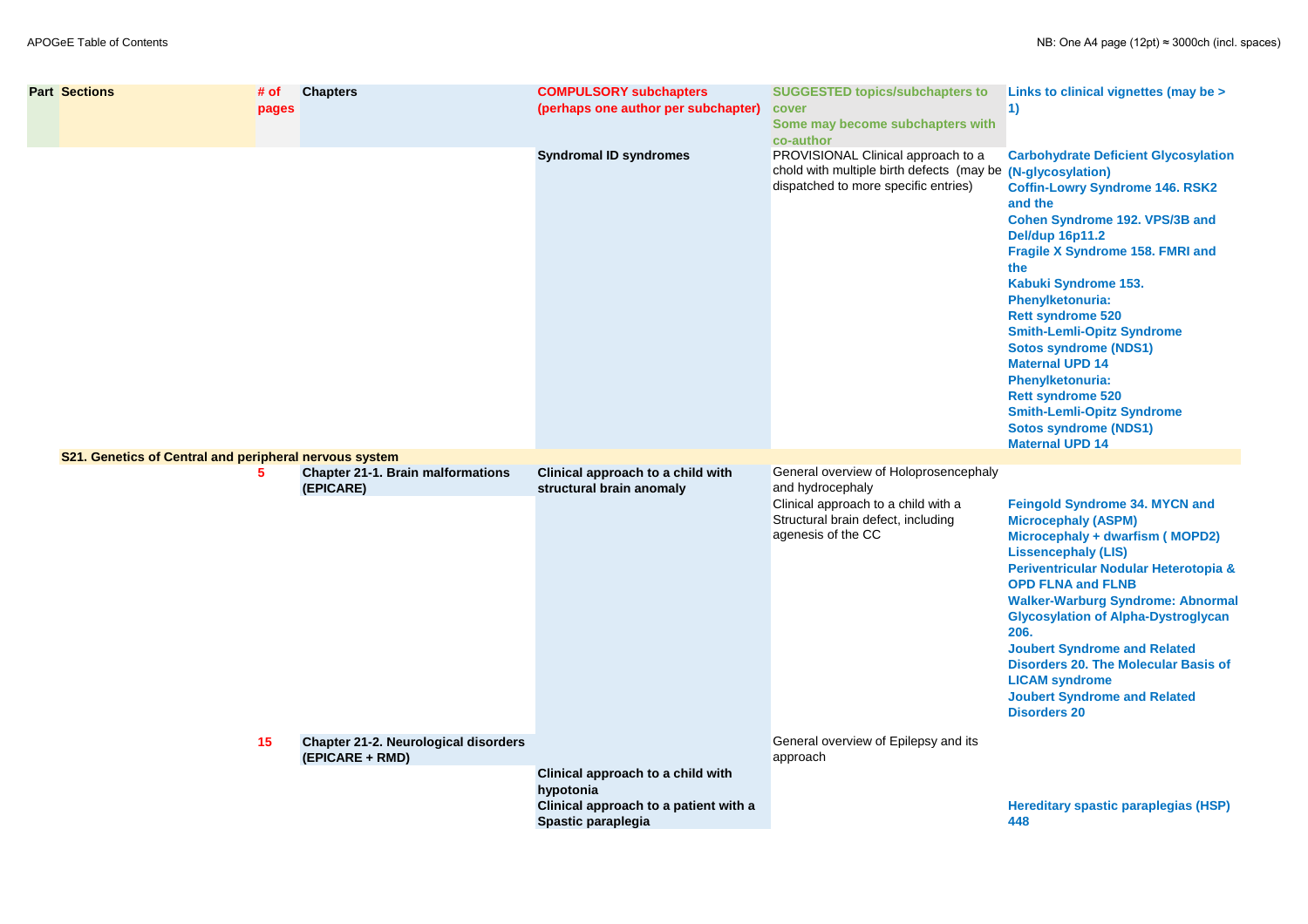| Part | Sections | # of pages | Chapters | COMPULSORY subchapters (perhaps one author per subchapter) | SUGGESTED topics/subchapters to cover Some may become subchapters with co-author | Links to clinical vignettes (may be > 1) |
|---|---|---|---|---|---|---|
| | | | | Syndromal ID syndromes | PROVISIONAL Clinical approach to a chold with multiple birth defects (may be dispatched to more specific entries) | Carbohydrate Deficient Glycosylation (N-glycosylation) Coffin-Lowry Syndrome 146. RSK2 and the Cohen Syndrome 192. VPS/3B and Del/dup 16p11.2 Fragile X Syndrome 158. FMRI and the Kabuki Syndrome 153. Phenylketonuria: Rett syndrome 520 Smith-Lemli-Opitz Syndrome Sotos syndrome (NDS1) Maternal UPD 14 Phenylketonuria: Rett syndrome 520 Smith-Lemli-Opitz Syndrome Sotos syndrome (NDS1) Maternal UPD 14 |
| | S21. Genetics of Central and peripheral nervous system | | | | | |
| | | 5 | Chapter 21-1. Brain malformations (EPICARE) | Clinical approach to a child with structural brain anomaly | General overview of Holoprosencephaly and hydrocephaly | |
| | | | | | Clinical approach to a child with a Structural brain defect, including agenesis of the CC | Feingold Syndrome 34. MYCN and Microcephaly (ASPM) Microcephaly + dwarfism ( MOPD2) Lissencephaly (LIS) Periventricular Nodular Heterotopia & OPD FLNA and FLNB Walker-Warburg Syndrome: Abnormal Glycosylation of Alpha-Dystroglycan 206. Joubert Syndrome and Related Disorders 20. The Molecular Basis of LICAM syndrome Joubert Syndrome and Related Disorders 20 |
| | | 15 | Chapter 21-2. Neurological disorders (EPICARE + RMD) | | General overview of Epilepsy and its approach | |
| | | | | Clinical approach to a child with hypotonia | | |
| | | | | Clinical approach to a patient with a Spastic paraplegia | | Hereditary spastic paraplegias (HSP) 448 |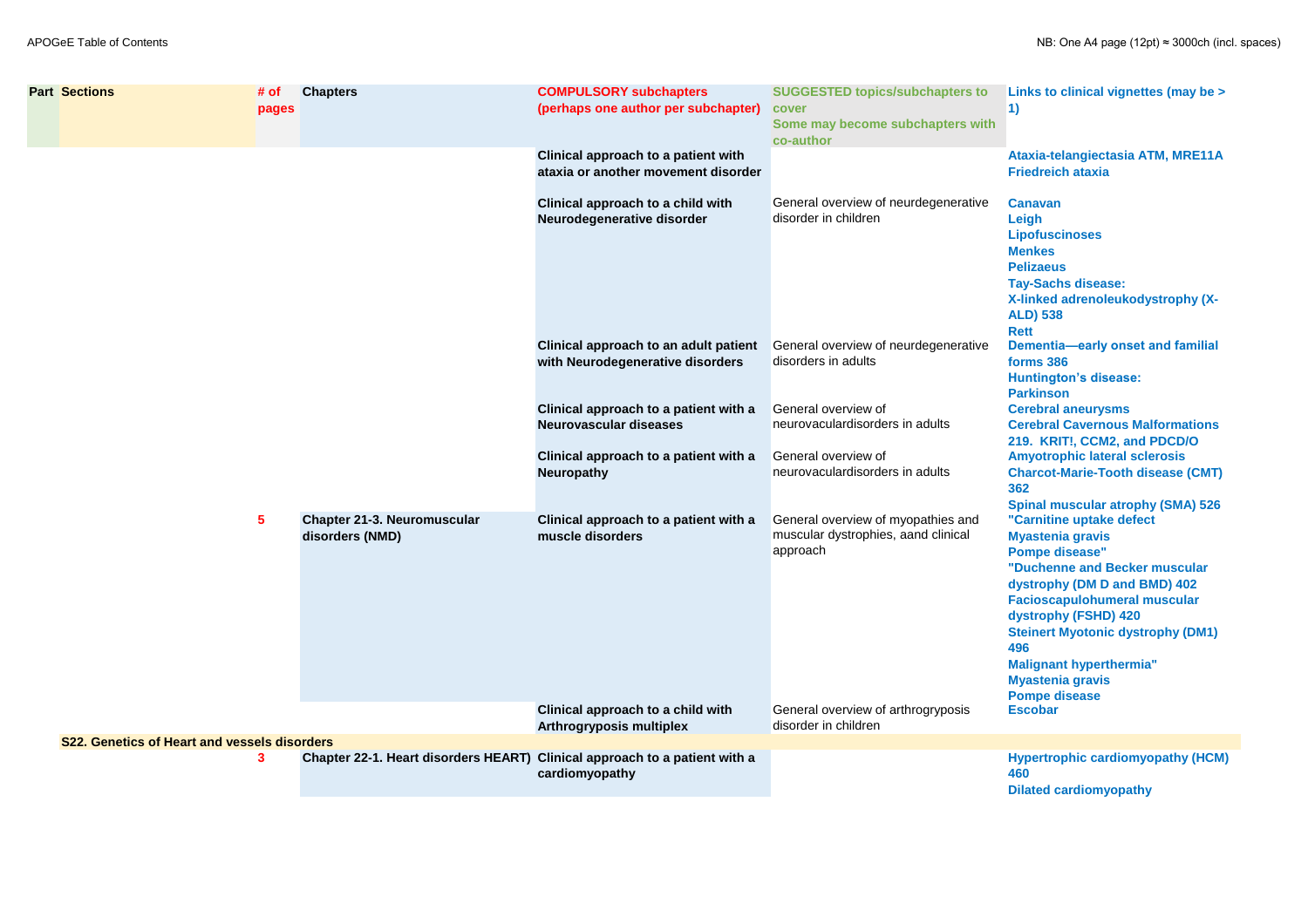| Part | Sections | # of pages | Chapters | COMPULSORY subchapters (perhaps one author per subchapter) | SUGGESTED topics/subchapters to cover Some may become subchapters with co-author | Links to clinical vignettes (may be > 1) |
|---|---|---|---|---|---|---|
| | | | | Clinical approach to a patient with ataxia or another movement disorder | | Ataxia-telangiectasia ATM, MRE11A<br>Friedreich ataxia |
| | | | | Clinical approach to a child with Neurodegenerative disorder | General overview of neurdegenerative disorder in children | Canavan<br>Leigh<br>Lipofuscinoses<br>Menkes<br>Pelizaeus<br>Tay-Sachs disease:<br>X-linked adrenoleukodystrophy (X-ALD) 538<br>Rett |
| | | | | Clinical approach to an adult patient with Neurodegenerative disorders | General overview of neurdegenerative disorders in adults | Dementia—early onset and familial forms 386<br>Huntington's disease:<br>Parkinson |
| | | | | Clinical approach to a patient with a Neurovascular diseases | General overview of neurovaculardisorders in adults | Cerebral aneurysms<br>Cerebral Cavernous Malformations 219. KRIT!, CCM2, and PDCD/O |
| | | | | Clinical approach to a patient with a Neuropathy | General overview of neurovaculardisorders in adults | Amyotrophic lateral sclerosis<br>Charcot-Marie-Tooth disease (CMT) 362<br>Spinal muscular atrophy (SMA) 526 |
| | | 5 | Chapter 21-3. Neuromuscular disorders (NMD) | Clinical approach to a patient with a muscle disorders | General overview of myopathies and muscular dystrophies, aand clinical approach | "Carnitine uptake defect<br>Myastenia gravis<br>Pompe disease"<br>"Duchenne and Becker muscular dystrophy (DM D and BMD) 402<br>Facioscapulohumeral muscular dystrophy (FSHD) 420<br>Steinert Myotonic dystrophy (DM1) 496<br>Malignant hyperthermia"<br>Myastenia gravis<br>Pompe disease |
| | | | | Clinical approach to a child with Arthrogryposis multiplex | General overview of arthrogryposis disorder in children | Escobar |
| | S22. Genetics of Heart and vessels disorders | | | | | |
| | | 3 | Chapter 22-1. Heart disorders HEART) | Clinical approach to a patient with a cardiomyopathy | | Hypertrophic cardiomyopathy (HCM) 460<br>Dilated cardiomyopathy |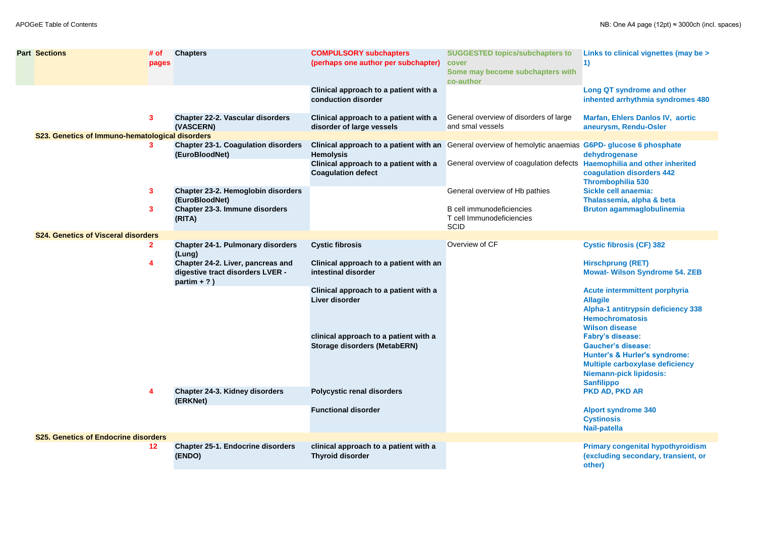| Part | Sections | # of pages | Chapters | COMPULSORY subchapters (perhaps one author per subchapter) | SUGGESTED topics/subchapters to cover Some may become subchapters with co-author | Links to clinical vignettes (may be > 1) |
|---|---|---|---|---|---|---|
| | | | | Clinical approach to a patient with a conduction disorder | | Long QT syndrome and other inhented arrhythmia syndromes 480 |
| | | 3 | Chapter 22-2. Vascular disorders (VASCERN) | Clinical approach to a patient with a disorder of large vessels | General overview of disorders of large and smal vessels | Marfan, Ehlers Danlos IV, aortic aneurysm, Rendu-Osler |
| | S23. Genetics of Immuno-hematological disorders | | | | | |
| | | 3 | Chapter 23-1. Coagulation disorders (EuroBloodNet) | Clinical approach to a patient with an Hemolysis | General overview of hemolytic anaemias | G6PD- glucose 6 phosphate dehydrogenase |
| | | | | Clinical approach to a patient with a Coagulation defect | General overview of coagulation defects | Haemophilia and other inherited coagulation disorders 442 Thrombophilia 530 |
| | | 3 | Chapter 23-2. Hemoglobin disorders (EuroBloodNet) | | General overview of Hb pathies | Sickle cell anaemia: Thalassemia, alpha & beta |
| | | 3 | Chapter 23-3. Immune disorders (RITA) | | B cell immunodeficiencies T cell Immunodeficiencies SCID | Bruton agammaglobulinemia |
| | S24. Genetics of Visceral disorders | | | | | |
| | | 2 | Chapter 24-1. Pulmonary disorders (Lung) | Cystic fibrosis | Overview of CF | Cystic fibrosis (CF) 382 |
| | | 4 | Chapter 24-2. Liver, pancreas and digestive tract disorders LVER - partim + ? ) | Clinical approach to a patient with an intestinal disorder | | Hirschprung (RET) Mowat- Wilson Syndrome 54. ZEB |
| | | | | Clinical approach to a patient with a Liver disorder | | Acute intermmittent porphyria Allagile Alpha-1 antitrypsin deficiency 338 Hemochromatosis Wilson disease |
| | | | | clinical approach to a patient with a Storage disorders (MetabERN) | | Fabry's disease: Gaucher's disease: Hunter's & Hurler's syndrome: Multiple carboxylase deficiency Niemann-pick lipidosis: Sanfilippo |
| | | 4 | Chapter 24-3. Kidney disorders (ERKNet) | Polycystic renal disorders | | PKD AD, PKD AR |
| | | | | Functional disorder | | Alport syndrome 340 Cystinosis Nail-patella |
| | S25. Genetics of Endocrine disorders | | | | | |
| | | 12 | Chapter 25-1. Endocrine disorders (ENDO) | clinical approach to a patient with a Thyroid disorder | | Primary congenital hypothyroidism (excluding secondary, transient, or other) |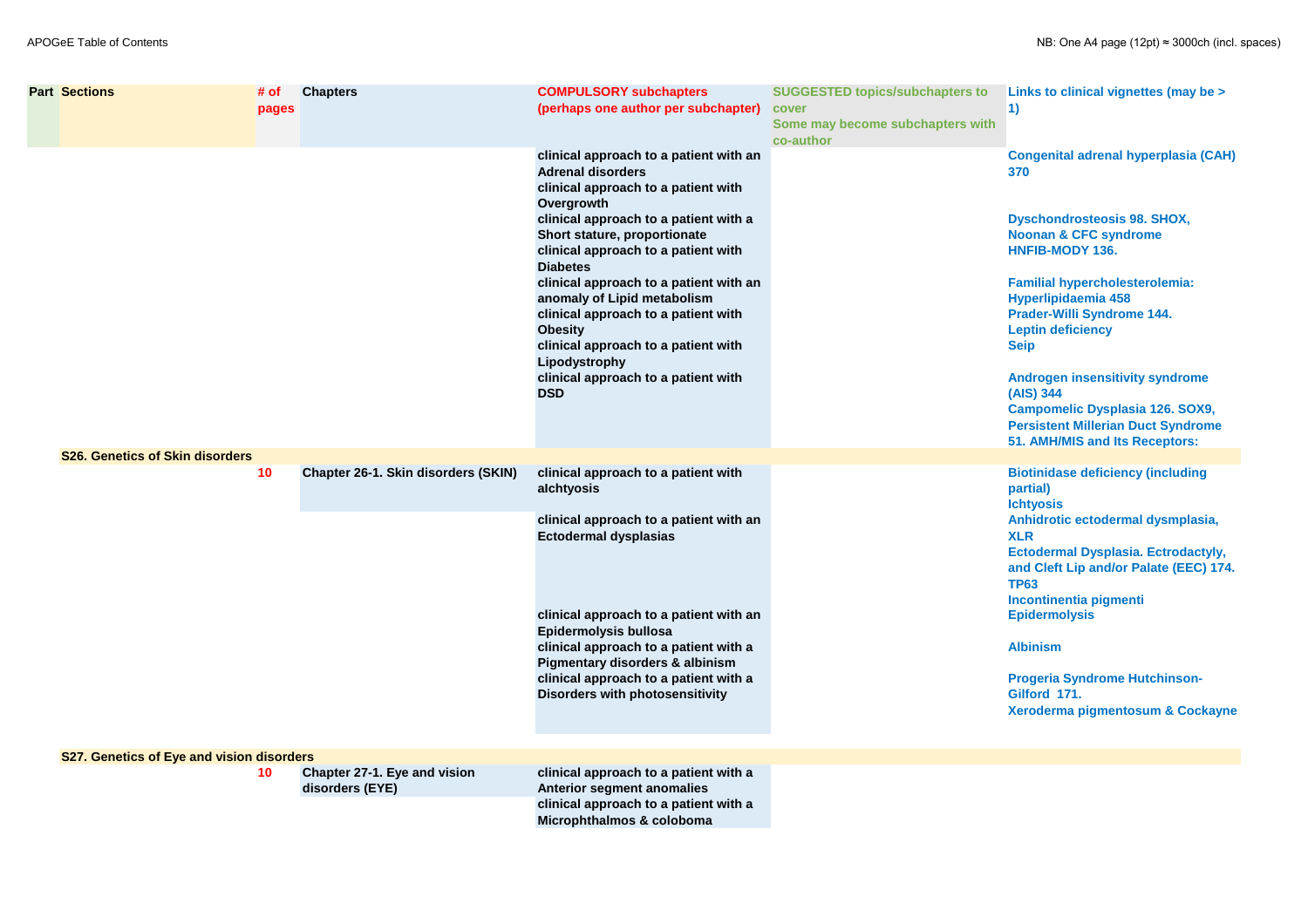APOGeE Table of Contents

NB: One A4 page (12pt) ≈ 3000ch (incl. spaces)

| Part | Sections | # of pages | Chapters | COMPULSORY subchapters (perhaps one author per subchapter) | SUGGESTED topics/subchapters to cover Some may become subchapters with co-author | Links to clinical vignettes (may be > 1) |
|---|---|---|---|---|---|---|
| | | | | clinical approach to a patient with an Adrenal disorders | | Congenital adrenal hyperplasia (CAH) 370 |
| | | | | clinical approach to a patient with Overgrowth | | |
| | | | | clinical approach to a patient with a Short stature, proportionate | | Dyschondrosteosis 98. SHOX, Noonan & CFC syndrome |
| | | | | clinical approach to a patient with Diabetes | | HNFIB-MODY 136. |
| | | | | clinical approach to a patient with an anomaly of Lipid metabolism | | Familial hypercholesterolemia: Hyperlipidaemia 458 |
| | | | | clinical approach to a patient with Obesity | | Prader-Willi Syndrome 144. Leptin deficiency |
| | | | | clinical approach to a patient with Lipodystrophy | | Seip |
| | | | | clinical approach to a patient with DSD | | Androgen insensitivity syndrome (AIS) 344 Campomelic Dysplasia 126. SOX9, Persistent Millerian Duct Syndrome 51. AMH/MIS and Its Receptors: |
| | S26. Genetics of Skin disorders | | | | | |
| | | 10 | Chapter 26-1. Skin disorders (SKIN) | clinical approach to a patient with alchtyosis | | Biotinidase deficiency (including partial) Ichtyosis |
| | | | | clinical approach to a patient with an Ectodermal dysplasias | | Anhidrotic ectodermal dysmplasia, XLR Ectodermal Dysplasia. Ectrodactyly, and Cleft Lip and/or Palate (EEC) 174. TP63 Incontinentia pigmenti |
| | | | | clinical approach to a patient with an Epidermolysis bullosa | | Epidermolysis |
| | | | | clinical approach to a patient with a Pigmentary disorders & albinism | | Albinism |
| | | | | clinical approach to a patient with a Disorders with photosensitivity | | Progeria Syndrome Hutchinson-Gilford 171. Xeroderma pigmentosum & Cockayne |
| | S27. Genetics of Eye and vision disorders | | | | | |
| | | 10 | Chapter 27-1. Eye and vision disorders (EYE) | clinical approach to a patient with a Anterior segment anomalies | | |
| | | | | clinical approach to a patient with a Microphthalmos & coloboma | | |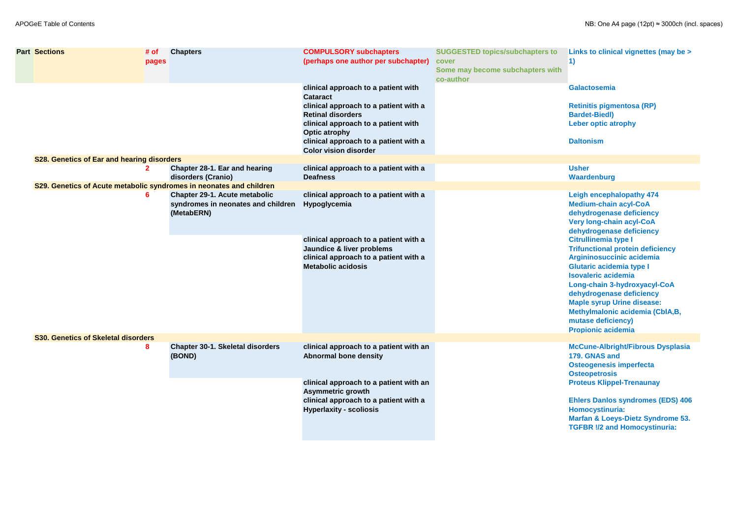| Part | Sections | # of pages | Chapters | COMPULSORY subchapters (perhaps one author per subchapter) | SUGGESTED topics/subchapters to cover Some may become subchapters with co-author | Links to clinical vignettes (may be > 1) |
|---|---|---|---|---|---|---|
| | | | | clinical approach to a patient with Cataract | | Galactosemia |
| | | | | clinical approach to a patient with a Retinal disorders | | Retinitis pigmentosa (RP) Bardet-Biedl) |
| | | | | clinical approach to a patient with Optic atrophy | | Leber optic atrophy |
| | | | | clinical approach to a patient with a Color vision disorder | | Daltonism |
| | S28. Genetics of Ear and hearing disorders | | | | | |
| | | 2 | Chapter 28-1. Ear and hearing disorders (Cranio) | clinical approach to a patient with a Deafness | | Usher Waardenburg |
| | S29. Genetics of Acute metabolic syndromes in neonates and children | | | | | |
| | | 6 | Chapter 29-1. Acute metabolic syndromes in neonates and children (MetabERN) | clinical approach to a patient with a Hypoglycemia | | Leigh encephalopathy 474 Medium-chain acyl-CoA dehydrogenase deficiency Very long-chain acyl-CoA dehydrogenase deficiency |
| | | | | clinical approach to a patient with a Jaundice & liver problems | | Citrullinemia type I Trifunctional protein deficiency |
| | | | | clinical approach to a patient with a Metabolic acidosis | | Argininosuccinic acidemia Glutaric acidemia type I Isovaleric acidemia Long-chain 3-hydroxyacyl-CoA dehydrogenase deficiency Maple syrup Urine disease: Methylmalonic acidemia (CblA,B, mutase deficiency) Propionic acidemia |
| | S30. Genetics of Skeletal disorders | | | | | |
| | | 8 | Chapter 30-1. Skeletal disorders (BOND) | clinical approach to a patient with an Abnormal bone density | | McCune-Albright/Fibrous Dysplasia 179. GNAS and Osteogenesis imperfecta Osteopetrosis |
| | | | | clinical approach to a patient with an Asymmetric growth | | Proteus Klippel-Trenaunay |
| | | | | clinical approach to a patient with a Hyperlaxity - scoliosis | | Ehlers Danlos syndromes (EDS) 406 Homocystinuria: Marfan & Loeys-Dietz Syndrome 53. TGFBR !/2 and Homocystinuria: |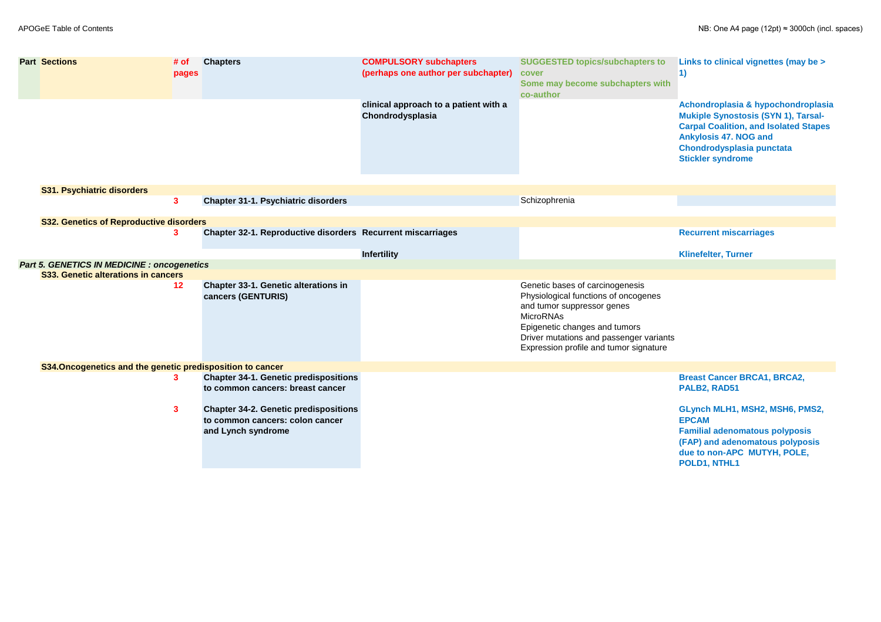| Part | Sections | # of pages | Chapters | COMPULSORY subchapters (perhaps one author per subchapter) | SUGGESTED topics/subchapters to cover Some may become subchapters with co-author | Links to clinical vignettes (may be > 1) |
|---|---|---|---|---|---|---|
| | | | | clinical approach to a patient with a Chondrodysplasia | | Achondroplasia & hypochondroplasia<br>Mukiple Synostosis (SYN 1), Tarsal-Carpal Coalition, and Isolated Stapes Ankylosis 47. NOG and<br>Chondrodysplasia punctata<br>Stickler syndrome |
| | S31. Psychiatric disorders | | | | | |
| | | 3 | Chapter 31-1. Psychiatric disorders | | Schizophrenia | |
| | S32. Genetics of Reproductive disorders | | | | | |
| | | 3 | Chapter 32-1. Reproductive disorders | Recurrent miscarriages | | Recurrent miscarriages |
| | | | | Infertility | | Klinefelter, Turner |
| *Part 5. GENETICS IN MEDICINE : oncogenetics* | | | | | | |
| | S33. Genetic alterations in cancers | | | | | |
| | | 12 | Chapter 33-1. Genetic alterations in cancers (GENTURIS) | | Genetic bases of carcinogenesis<br>Physiological functions of oncogenes and tumor suppressor genes<br>MicroRNAs<br>Epigenetic changes and tumors<br>Driver mutations and passenger variants<br>Expression profile and tumor signature | |
| | S34.Oncogenetics and the genetic predisposition to cancer | | | | | |
| | | 3 | Chapter 34-1. Genetic predispositions to common cancers: breast cancer | | | Breast Cancer BRCA1, BRCA2, PALB2, RAD51 |
| | | 3 | Chapter 34-2. Genetic predispositions to common cancers: colon cancer and Lynch syndrome | | | GLynch MLH1, MSH2, MSH6, PMS2, EPCAM<br>Familial adenomatous polyposis (FAP) and adenomatous polyposis due to non-APC MUTYH, POLE, POLD1, NTHL1 |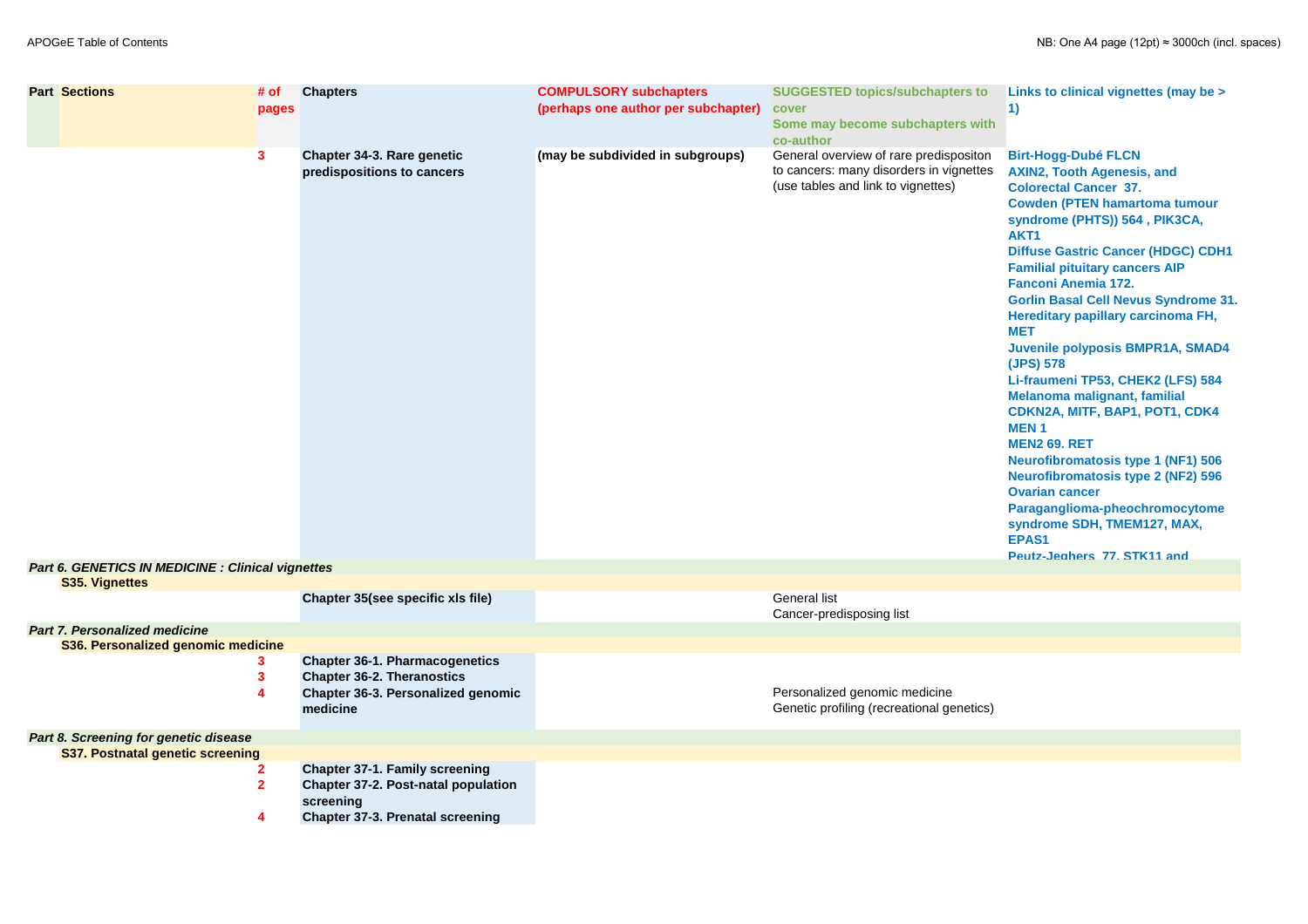| Part | Sections | # of pages | Chapters | COMPULSORY subchapters (perhaps one author per subchapter) | SUGGESTED topics/subchapters to cover Some may become subchapters with co-author | Links to clinical vignettes (may be > 1) |
|---|---|---|---|---|---|---|
| | | 3 | **Chapter 34-3. Rare genetic predispositions to cancers** | **(may be subdivided in subgroups)** | General overview of rare predispositon to cancers: many disorders in vignettes (use tables and link to vignettes) | **Birt-Hogg-Dubé FLCN**<br>**AXIN2, Tooth Agenesis, and Colorectal Cancer 37.**<br>**Cowden (PTEN hamartoma tumour syndrome (PHTS)) 564 , PIK3CA, AKT1**<br>**Diffuse Gastric Cancer (HDGC) CDH1**<br>**Familial pituitary cancers AIP**<br>**Fanconi Anemia 172.**<br>**Gorlin Basal Cell Nevus Syndrome 31.**<br>**Hereditary papillary carcinoma FH, MET**<br>**Juvenile polyposis BMPR1A, SMAD4 (JPS) 578**<br>**Li-fraumeni TP53, CHEK2 (LFS) 584**<br>**Melanoma malignant, familial CDKN2A, MITF, BAP1, POT1, CDK4**<br>**MEN 1**<br>**MEN2 69. RET**<br>**Neurofibromatosis type 1 (NF1) 506**<br>**Neurofibromatosis type 2 (NF2) 596**<br>**Ovarian cancer**<br>**Paraganglioma-pheochromocytome syndrome SDH, TMEM127, MAX, EPAS1**<br>**Peutz-Jeghers 77, STK11 and** |
| ***Part 6. GENETICS IN MEDICINE : Clinical vignettes*** | | | | | | |
| | **S35. Vignettes** | | | | | |
| | | | **Chapter 35(see specific xls file)** | | General list<br>Cancer-predisposing list | |
| ***Part 7. Personalized medicine*** | | | | | | |
| | **S36. Personalized genomic medicine** | | | | | |
| | | 3 | **Chapter 36-1. Pharmacogenetics** | | | |
| | | 3 | **Chapter 36-2. Theranostics** | | | |
| | | 4 | **Chapter 36-3. Personalized genomic medicine** | | Personalized genomic medicine<br>Genetic profiling (recreational genetics) | |
| ***Part 8. Screening for genetic disease*** | | | | | | |
| | **S37. Postnatal genetic screening** | | | | | |
| | | 2 | **Chapter 37-1. Family screening** | | | |
| | | 2 | **Chapter 37-2. Post-natal population screening** | | | |
| | | 4 | **Chapter 37-3. Prenatal screening** | | | |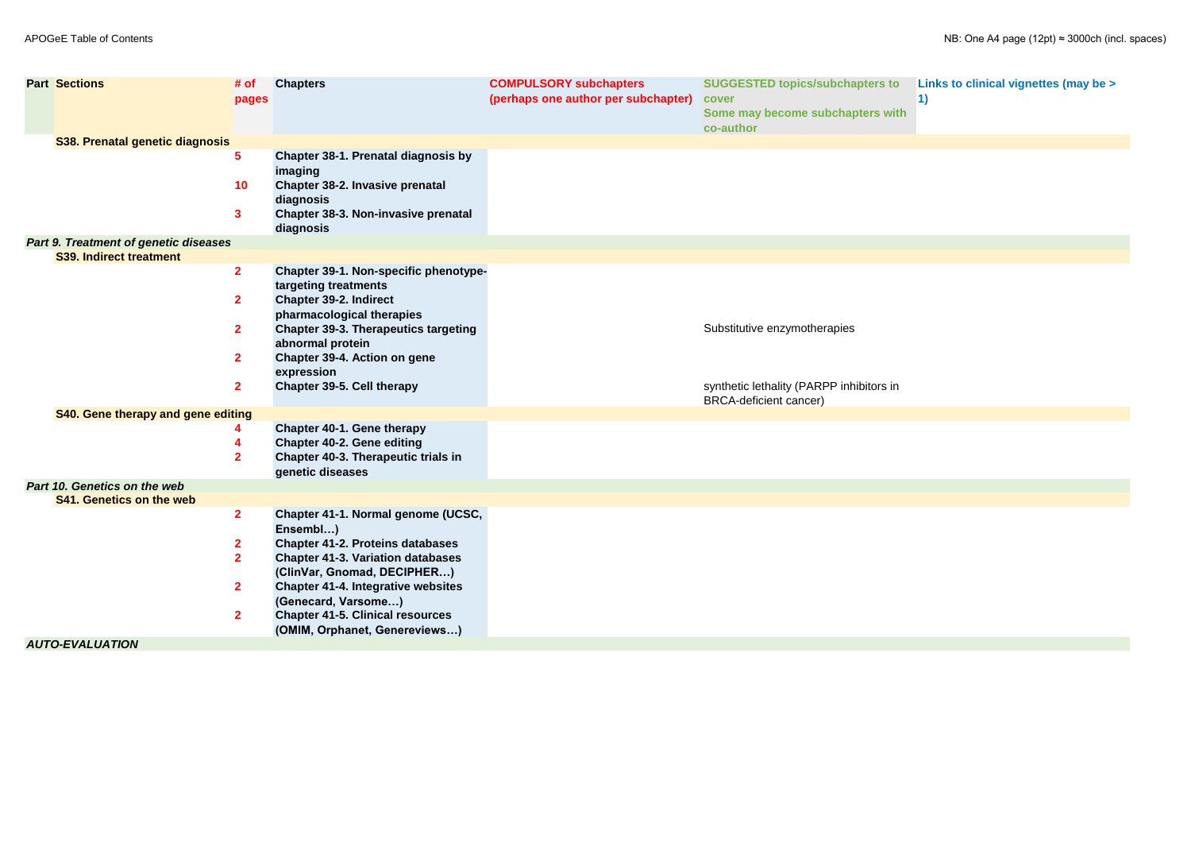| Part | Sections | # of pages | Chapters | COMPULSORY subchapters (perhaps one author per subchapter) | SUGGESTED topics/subchapters to cover Some may become subchapters with co-author | Links to clinical vignettes (may be > 1) |
|---|---|---|---|---|---|---|
| | S38. Prenatal genetic diagnosis | | | | | |
| | | 5 | Chapter 38-1. Prenatal diagnosis by imaging | | | |
| | | 10 | Chapter 38-2. Invasive prenatal diagnosis | | | |
| | | 3 | Chapter 38-3. Non-invasive prenatal diagnosis | | | |
| *Part 9. Treatment of genetic diseases* | | | | | | |
| | S39. Indirect treatment | | | | | |
| | | 2 | Chapter 39-1. Non-specific phenotype-targeting treatments | | | |
| | | 2 | Chapter 39-2. Indirect pharmacological therapies | | | |
| | | 2 | Chapter 39-3. Therapeutics targeting abnormal protein | | Substitutive enzymotherapies | |
| | | 2 | Chapter 39-4. Action on gene expression | | | |
| | | 2 | Chapter 39-5. Cell therapy | | synthetic lethality (PARPP inhibitors in BRCA-deficient cancer) | |
| | S40. Gene therapy and gene editing | | | | | |
| | | 4 | Chapter 40-1. Gene therapy | | | |
| | | 4 | Chapter 40-2. Gene editing | | | |
| | | 2 | Chapter 40-3. Therapeutic trials in genetic diseases | | | |
| *Part 10. Genetics on the web* | | | | | | |
| | S41. Genetics on the web | | | | | |
| | | 2 | Chapter 41-1. Normal genome (UCSC, Ensembl…) | | | |
| | | 2 | Chapter 41-2. Proteins databases | | | |
| | | 2 | Chapter 41-3. Variation databases (ClinVar, Gnomad, DECIPHER…) | | | |
| | | 2 | Chapter 41-4. Integrative websites (Genecard, Varsome…) | | | |
| | | 2 | Chapter 41-5. Clinical resources (OMIM, Orphanet, Genereviews…) | | | |
| *AUTO-EVALUATION* | | | | | | |